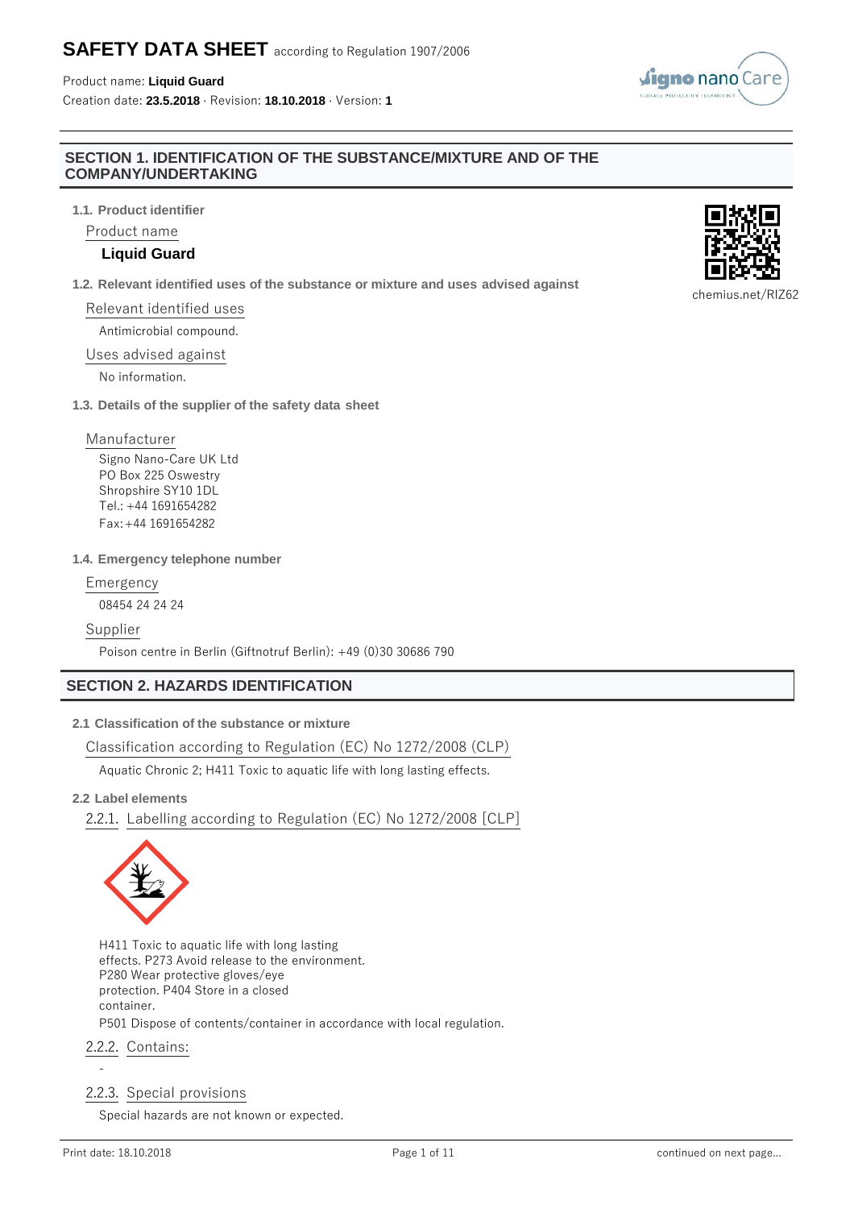# SAFETY DATA SHEET according to Regulation 1907/2006

Product name: **Liquid Guard**

Creation date: **23.5.2018** · Revision: **18.10.2018** · Version: **1**

## SECTION 1. IDENTIFICATION OF THE SUBSTANCE/MIXTURE AND OF THE COMPANY/UNDERTAKING

### 1.1. Product identifier

Product name

**Liquid Guard**

chemius.net/RIZ62

### 1.2. Relevant identified uses of the substance or mixture and uses advised against

Relevant identified uses

Antimicrobial compound.

Uses advised against

No information.

### 1.3. Details of the supplier of the safety data sheet

Manufacturer

Signo Nano-Care UK Ltd
PO Box 225 Oswestry
Shropshire SY10 1DL
Tel.: +44 1691654282
Fax: +44 1691654282

### 1.4. Emergency telephone number

Emergency

08454 24 24 24

Supplier

Poison centre in Berlin (Giftnotruf Berlin): +49 (0)30 30686 790

## SECTION 2. HAZARDS IDENTIFICATION

### 2.1 Classification of the substance or mixture

Classification according to Regulation (EC) No 1272/2008 (CLP)

Aquatic Chronic 2; H411 Toxic to aquatic life with long lasting effects.

### 2.2 Label elements

2.2.1. Labelling according to Regulation (EC) No 1272/2008 [CLP]

H411 Toxic to aquatic life with long lasting effects. P273 Avoid release to the environment. P280 Wear protective gloves/eye protection. P404 Store in a closed container.

P501 Dispose of contents/container in accordance with local regulation.

2.2.2. Contains:

-

2.2.3. Special provisions

Special hazards are not known or expected.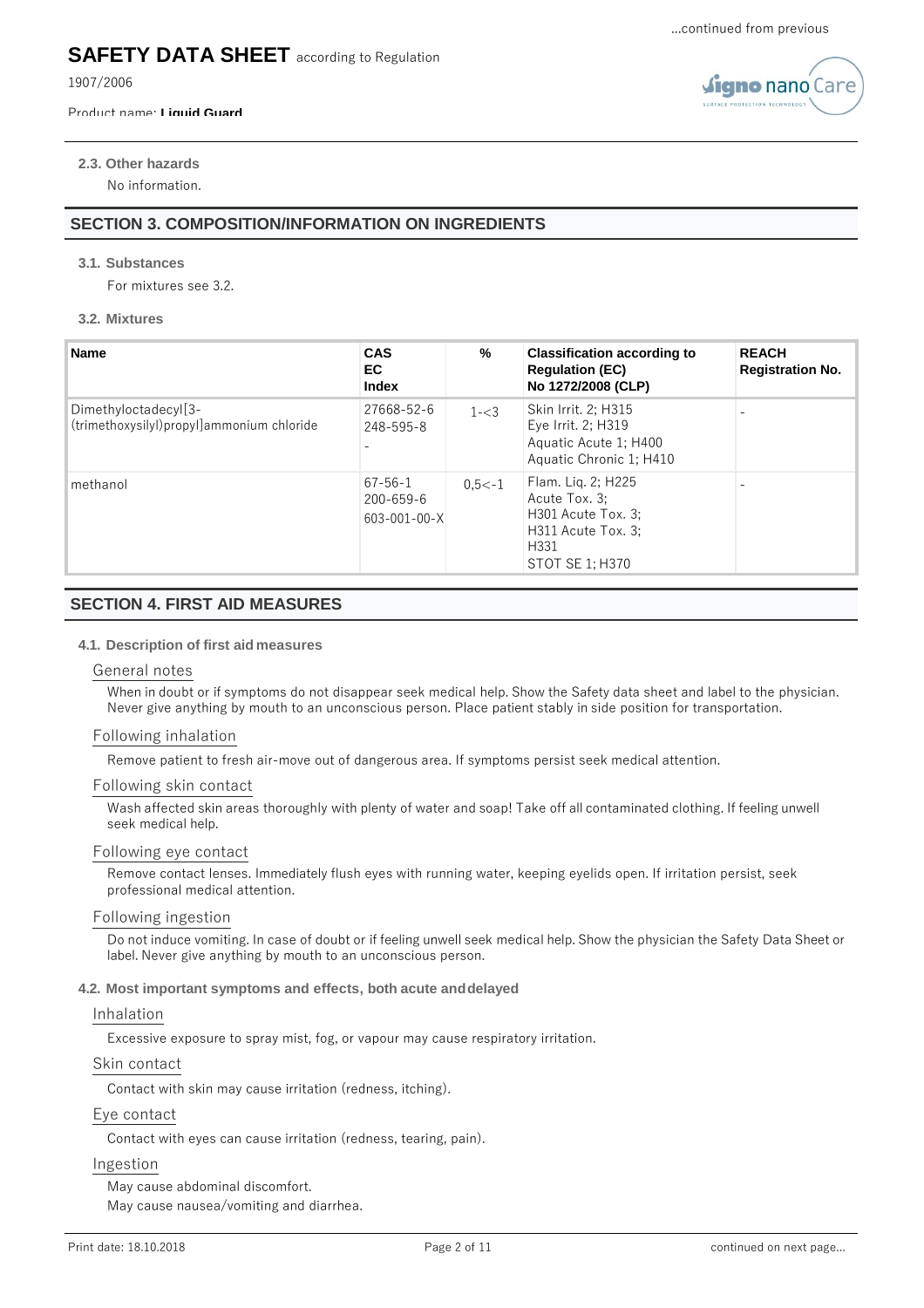### 2.3. Other hazards

No information.

## SECTION 3. COMPOSITION/INFORMATION ON INGREDIENTS

### 3.1. Substances

For mixtures see 3.2.

### 3.2. Mixtures

| Name | CAS<br>EC<br>Index | % | Classification according to Regulation (EC) No 1272/2008 (CLP) | REACH Registration No. |
|---|---|---|---|---|
| Dimethyloctadecyl[3-(trimethoxysilyl)propyl]ammonium chloride | 27668-52-6<br>248-595-8<br>- | 1-<3 | Skin Irrit. 2; H315<br>Eye Irrit. 2; H319<br>Aquatic Acute 1; H400<br>Aquatic Chronic 1; H410 | - |
| methanol | 67-56-1<br>200-659-6<br>603-001-00-X | 0,5<-1 | Flam. Liq. 2; H225<br>Acute Tox. 3;<br>H301 Acute Tox. 3;<br>H311 Acute Tox. 3;<br>H331<br>STOT SE 1; H370 | - |

## SECTION 4. FIRST AID MEASURES

### 4.1. Description of first aid measures

General notes

When in doubt or if symptoms do not disappear seek medical help. Show the Safety data sheet and label to the physician. Never give anything by mouth to an unconscious person. Place patient stably in side position for transportation.

Following inhalation

Remove patient to fresh air-move out of dangerous area. If symptoms persist seek medical attention.

Following skin contact

Wash affected skin areas thoroughly with plenty of water and soap! Take off all contaminated clothing. If feeling unwell seek medical help.

Following eye contact

Remove contact lenses. Immediately flush eyes with running water, keeping eyelids open. If irritation persist, seek professional medical attention.

Following ingestion

Do not induce vomiting. In case of doubt or if feeling unwell seek medical help. Show the physician the Safety Data Sheet or label. Never give anything by mouth to an unconscious person.

### 4.2. Most important symptoms and effects, both acute and delayed

Inhalation

Excessive exposure to spray mist, fog, or vapour may cause respiratory irritation.

Skin contact

Contact with skin may cause irritation (redness, itching).

Eye contact

Contact with eyes can cause irritation (redness, tearing, pain).

Ingestion

May cause abdominal discomfort.
May cause nausea/vomiting and diarrhea.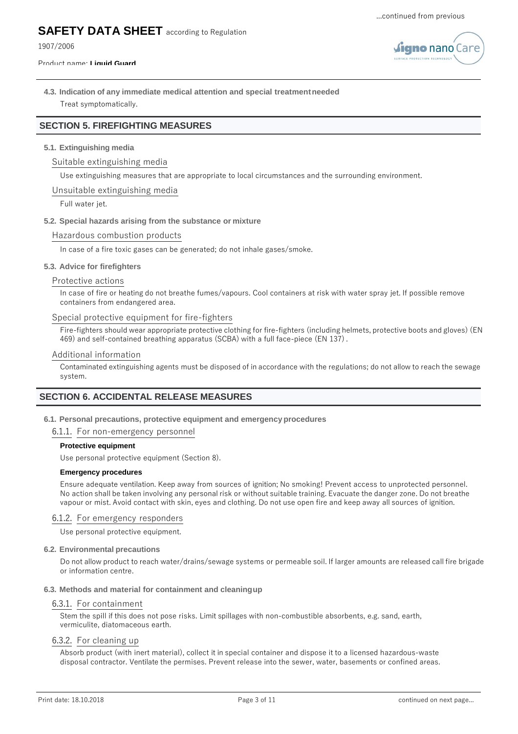### 4.3. Indication of any immediate medical attention and special treatment needed

Treat symptomatically.

## SECTION 5. FIREFIGHTING MEASURES

### 5.1. Extinguishing media

#### Suitable extinguishing media

Use extinguishing measures that are appropriate to local circumstances and the surrounding environment.

#### Unsuitable extinguishing media

Full water jet.

### 5.2. Special hazards arising from the substance or mixture

#### Hazardous combustion products

In case of a fire toxic gases can be generated; do not inhale gases/smoke.

### 5.3. Advice for firefighters

#### Protective actions

In case of fire or heating do not breathe fumes/vapours. Cool containers at risk with water spray jet. If possible remove containers from endangered area.

#### Special protective equipment for fire-fighters

Fire-fighters should wear appropriate protective clothing for fire-fighters (including helmets, protective boots and gloves) (EN 469) and self-contained breathing apparatus (SCBA) with a full face-piece (EN 137) .

#### Additional information

Contaminated extinguishing agents must be disposed of in accordance with the regulations; do not allow to reach the sewage system.

## SECTION 6. ACCIDENTAL RELEASE MEASURES

### 6.1. Personal precautions, protective equipment and emergency procedures

#### 6.1.1. For non-emergency personnel

**Protective equipment**

Use personal protective equipment (Section 8).

**Emergency procedures**

Ensure adequate ventilation. Keep away from sources of ignition; No smoking! Prevent access to unprotected personnel. No action shall be taken involving any personal risk or without suitable training. Evacuate the danger zone. Do not breathe vapour or mist. Avoid contact with skin, eyes and clothing. Do not use open fire and keep away all sources of ignition.

#### 6.1.2. For emergency responders

Use personal protective equipment.

### 6.2. Environmental precautions

Do not allow product to reach water/drains/sewage systems or permeable soil. If larger amounts are released call fire brigade or information centre.

### 6.3. Methods and material for containment and cleaning up

#### 6.3.1. For containment

Stem the spill if this does not pose risks. Limit spillages with non-combustible absorbents, e.g. sand, earth, vermiculite, diatomaceous earth.

#### 6.3.2. For cleaning up

Absorb product (with inert material), collect it in special container and dispose it to a licensed hazardous-waste disposal contractor. Ventilate the permises. Prevent release into the sewer, water, basements or confined areas.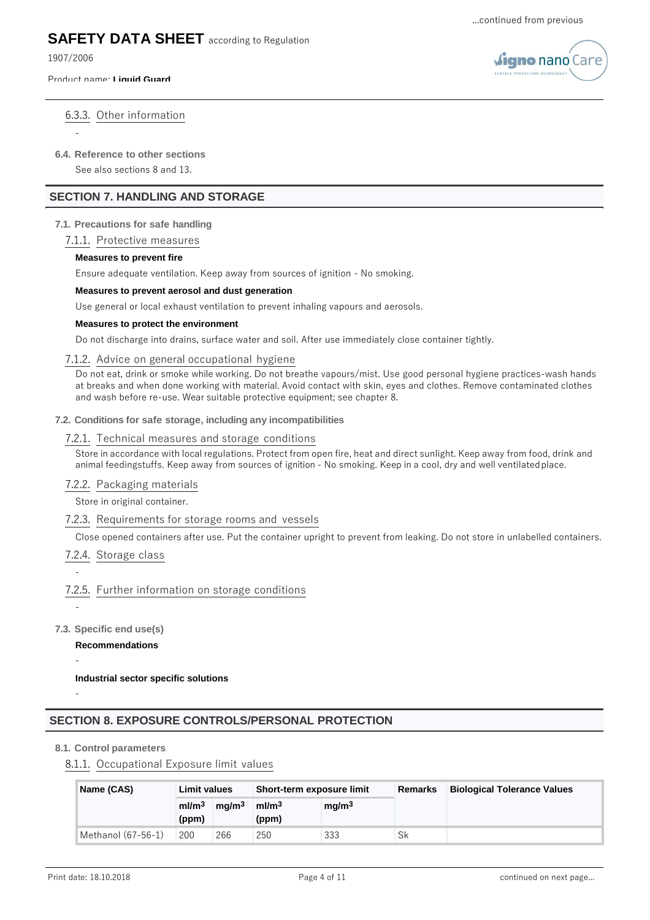#### 6.3.3. Other information

-

### 6.4. Reference to other sections

See also sections 8 and 13.

## SECTION 7. HANDLING AND STORAGE

### 7.1. Precautions for safe handling

#### 7.1.1. Protective measures

**Measures to prevent fire**

Ensure adequate ventilation. Keep away from sources of ignition - No smoking.

**Measures to prevent aerosol and dust generation**

Use general or local exhaust ventilation to prevent inhaling vapours and aerosols.

**Measures to protect the environment**

Do not discharge into drains, surface water and soil. After use immediately close container tightly.

#### 7.1.2. Advice on general occupational hygiene

Do not eat, drink or smoke while working. Do not breathe vapours/mist. Use good personal hygiene practices-wash hands at breaks and when done working with material. Avoid contact with skin, eyes and clothes. Remove contaminated clothes and wash before re-use. Wear suitable protective equipment; see chapter 8.

### 7.2. Conditions for safe storage, including any incompatibilities

#### 7.2.1. Technical measures and storage conditions

Store in accordance with local regulations. Protect from open fire, heat and direct sunlight. Keep away from food, drink and animal feedingstuffs. Keep away from sources of ignition - No smoking. Keep in a cool, dry and well ventilated place.

#### 7.2.2. Packaging materials

Store in original container.

#### 7.2.3. Requirements for storage rooms and vessels

Close opened containers after use. Put the container upright to prevent from leaking. Do not store in unlabelled containers.

#### 7.2.4. Storage class

-

#### 7.2.5. Further information on storage conditions

-

### 7.3. Specific end use(s)

**Recommendations**

-

**Industrial sector specific solutions**

-

## SECTION 8. EXPOSURE CONTROLS/PERSONAL PROTECTION

### 8.1. Control parameters

#### 8.1.1. Occupational Exposure limit values

| Name (CAS) | Limit values | | Short-term exposure limit | | Remarks | Biological Tolerance Values |
|---|---|---|---|---|---|---|
| | $ml/m^3$ (ppm) | $mg/m^3$ | $ml/m^3$ (ppm) | $mg/m^3$ | | |
| Methanol (67-56-1) | 200 | 266 | 250 | 333 | Sk | |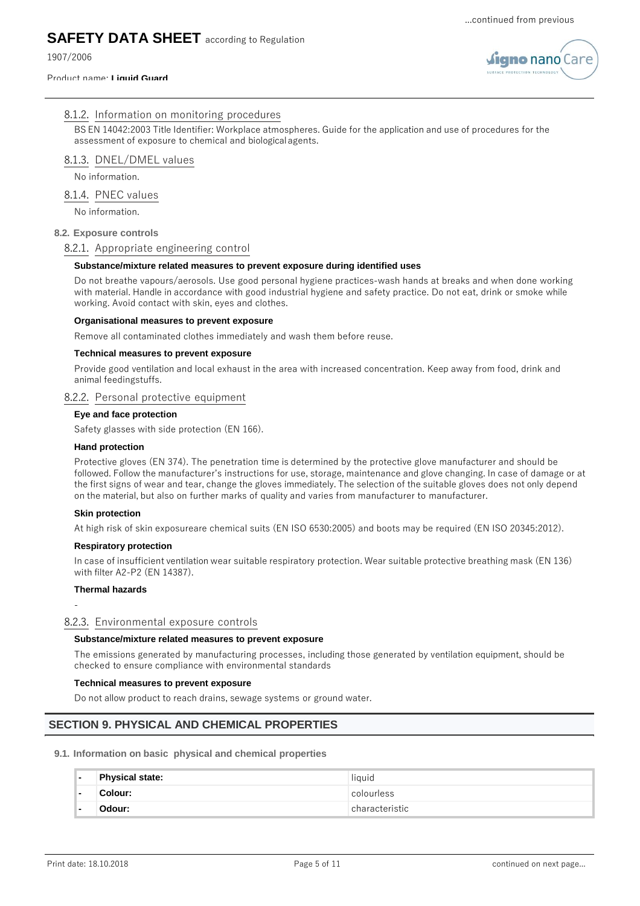#### 8.1.2. Information on monitoring procedures

BS EN 14042:2003 Title Identifier: Workplace atmospheres. Guide for the application and use of procedures for the assessment of exposure to chemical and biological agents.

#### 8.1.3. DNEL/DMEL values

No information.

#### 8.1.4. PNEC values

No information.

### 8.2. Exposure controls

#### 8.2.1. Appropriate engineering control

**Substance/mixture related measures to prevent exposure during identified uses**

Do not breathe vapours/aerosols. Use good personal hygiene practices-wash hands at breaks and when done working with material. Handle in accordance with good industrial hygiene and safety practice. Do not eat, drink or smoke while working. Avoid contact with skin, eyes and clothes.

**Organisational measures to prevent exposure**

Remove all contaminated clothes immediately and wash them before reuse.

**Technical measures to prevent exposure**

Provide good ventilation and local exhaust in the area with increased concentration. Keep away from food, drink and animal feedingstuffs.

#### 8.2.2. Personal protective equipment

**Eye and face protection**

Safety glasses with side protection (EN 166).

**Hand protection**

Protective gloves (EN 374). The penetration time is determined by the protective glove manufacturer and should be followed. Follow the manufacturer's instructions for use, storage, maintenance and glove changing. In case of damage or at the first signs of wear and tear, change the gloves immediately. The selection of the suitable gloves does not only depend on the material, but also on further marks of quality and varies from manufacturer to manufacturer.

**Skin protection**

At high risk of skin exposureare chemical suits (EN ISO 6530:2005) and boots may be required (EN ISO 20345:2012).

**Respiratory protection**

In case of insufficient ventilation wear suitable respiratory protection. Wear suitable protective breathing mask (EN 136) with filter A2-P2 (EN 14387).

**Thermal hazards**

-

#### 8.2.3. Environmental exposure controls

**Substance/mixture related measures to prevent exposure**

The emissions generated by manufacturing processes, including those generated by ventilation equipment, should be checked to ensure compliance with environmental standards

**Technical measures to prevent exposure**

Do not allow product to reach drains, sewage systems or ground water.

## SECTION 9. PHYSICAL AND CHEMICAL PROPERTIES

### 9.1. Information on basic physical and chemical properties

| | | |
|---|---|---|
| - | **Physical state:** | liquid |
| - | **Colour:** | colourless |
| - | **Odour:** | characteristic |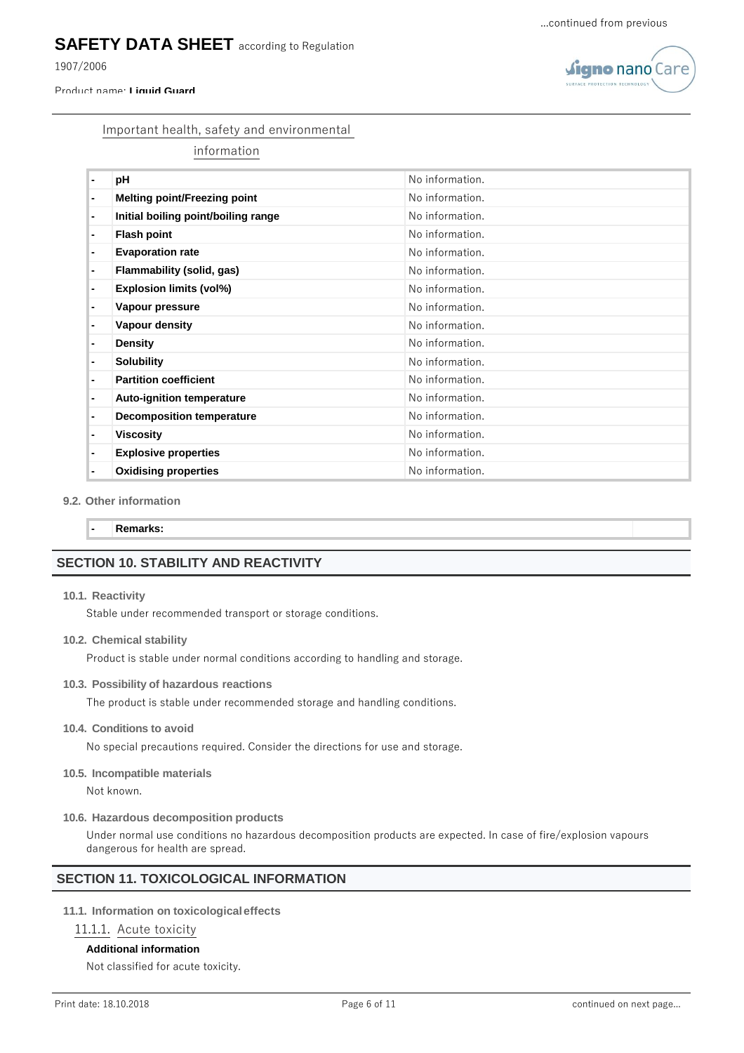Important health, safety and environmental information

| - | pH | No information. |
|---|---|---|
| - | **Melting point/Freezing point** | No information. |
| - | **Initial boiling point/boiling range** | No information. |
| - | **Flash point** | No information. |
| - | **Evaporation rate** | No information. |
| - | **Flammability (solid, gas)** | No information. |
| - | **Explosion limits (vol%)** | No information. |
| - | **Vapour pressure** | No information. |
| - | **Vapour density** | No information. |
| - | **Density** | No information. |
| - | **Solubility** | No information. |
| - | **Partition coefficient** | No information. |
| - | **Auto-ignition temperature** | No information. |
| - | **Decomposition temperature** | No information. |
| - | **Viscosity** | No information. |
| - | **Explosive properties** | No information. |
| - | **Oxidising properties** | No information. |

### 9.2. Other information

| - | **Remarks:** | |
|---|---|---|

## SECTION 10. STABILITY AND REACTIVITY

### 10.1. Reactivity

Stable under recommended transport or storage conditions.

### 10.2. Chemical stability

Product is stable under normal conditions according to handling and storage.

### 10.3. Possibility of hazardous reactions

The product is stable under recommended storage and handling conditions.

### 10.4. Conditions to avoid

No special precautions required. Consider the directions for use and storage.

### 10.5. Incompatible materials

Not known.

### 10.6. Hazardous decomposition products

Under normal use conditions no hazardous decomposition products are expected. In case of fire/explosion vapours dangerous for health are spread.

## SECTION 11. TOXICOLOGICAL INFORMATION

### 11.1. Information on toxicological effects

#### 11.1.1. Acute toxicity

**Additional information**

Not classified for acute toxicity.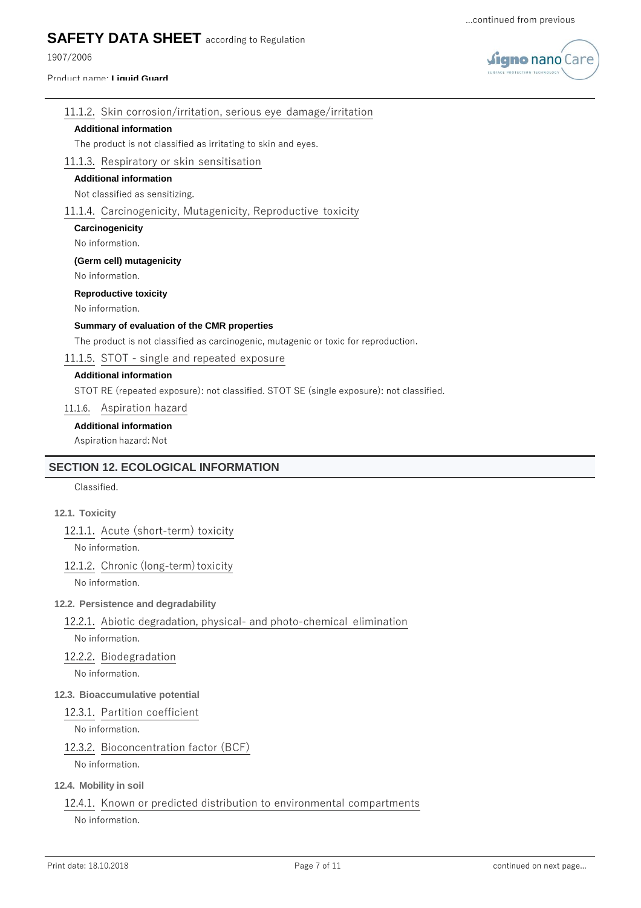#### 11.1.2. Skin corrosion/irritation, serious eye damage/irritation

**Additional information**

The product is not classified as irritating to skin and eyes.

#### 11.1.3. Respiratory or skin sensitisation

**Additional information**

Not classified as sensitizing.

#### 11.1.4. Carcinogenicity, Mutagenicity, Reproductive toxicity

**Carcinogenicity**

No information.

**(Germ cell) mutagenicity**

No information.

**Reproductive toxicity**

No information.

**Summary of evaluation of the CMR properties**

The product is not classified as carcinogenic, mutagenic or toxic for reproduction.

#### 11.1.5. STOT - single and repeated exposure

**Additional information**

STOT RE (repeated exposure): not classified. STOT SE (single exposure): not classified.

#### 11.1.6. Aspiration hazard

**Additional information**

Aspiration hazard: Not

## SECTION 12. ECOLOGICAL INFORMATION

Classified.

### 12.1. Toxicity

#### 12.1.1. Acute (short-term) toxicity

No information.

#### 12.1.2. Chronic (long-term) toxicity

No information.

### 12.2. Persistence and degradability

#### 12.2.1. Abiotic degradation, physical- and photo-chemical elimination

No information.

#### 12.2.2. Biodegradation

No information.

### 12.3. Bioaccumulative potential

#### 12.3.1. Partition coefficient

No information.

#### 12.3.2. Bioconcentration factor (BCF)

No information.

### 12.4. Mobility in soil

#### 12.4.1. Known or predicted distribution to environmental compartments

No information.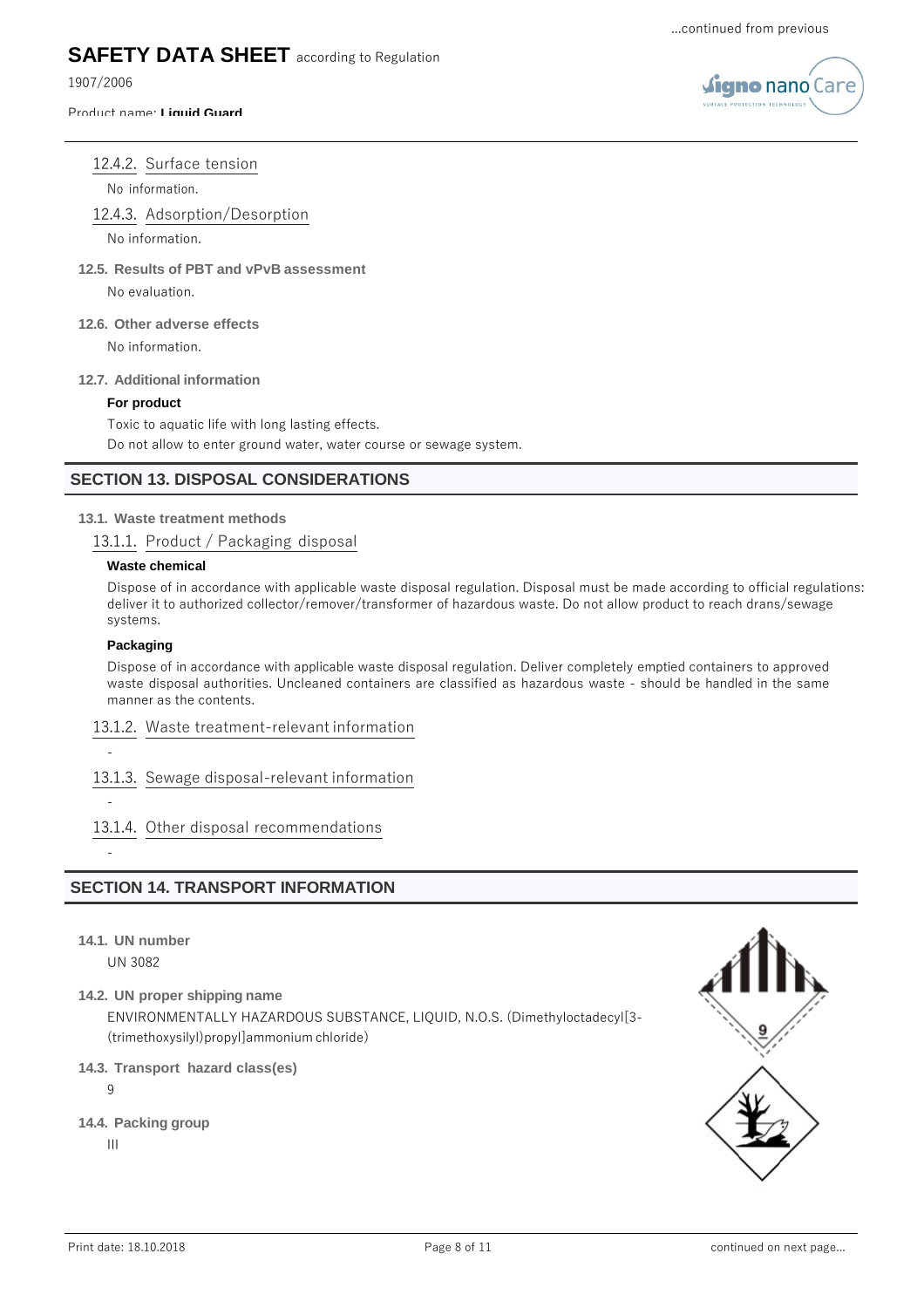#### 12.4.2. Surface tension

No information.

#### 12.4.3. Adsorption/Desorption

No information.

### 12.5. Results of PBT and vPvB assessment

No evaluation.

### 12.6. Other adverse effects

No information.

### 12.7. Additional information

**For product**

Toxic to aquatic life with long lasting effects.

Do not allow to enter ground water, water course or sewage system.

## SECTION 13. DISPOSAL CONSIDERATIONS

### 13.1. Waste treatment methods

#### 13.1.1. Product / Packaging disposal

**Waste chemical**

Dispose of in accordance with applicable waste disposal regulation. Disposal must be made according to official regulations: deliver it to authorized collector/remover/transformer of hazardous waste. Do not allow product to reach drans/sewage systems.

**Packaging**

Dispose of in accordance with applicable waste disposal regulation. Deliver completely emptied containers to approved waste disposal authorities. Uncleaned containers are classified as hazardous waste - should be handled in the same manner as the contents.

#### 13.1.2. Waste treatment-relevant information

-

#### 13.1.3. Sewage disposal-relevant information

-

#### 13.1.4. Other disposal recommendations

-

## SECTION 14. TRANSPORT INFORMATION

### 14.1. UN number

UN 3082

### 14.2. UN proper shipping name

ENVIRONMENTALLY HAZARDOUS SUBSTANCE, LIQUID, N.O.S. (Dimethyloctadecyl[3-(trimethoxysilyl)propyl]ammonium chloride)

### 14.3. Transport hazard class(es)

9

### 14.4. Packing group

III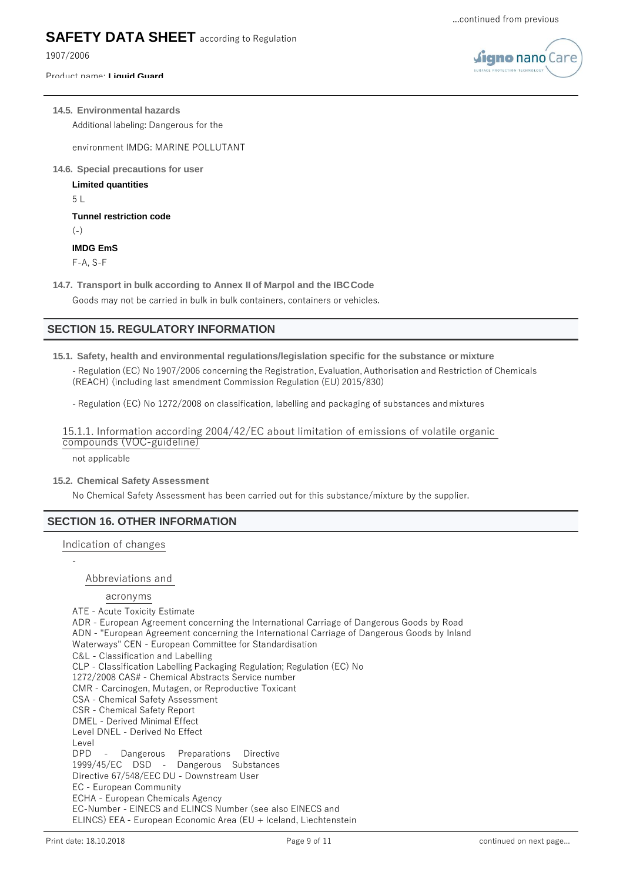### 14.5. Environmental hazards

Additional labeling: Dangerous for the

environment IMDG: MARINE POLLUTANT

### 14.6. Special precautions for user

**Limited quantities**

5 L

**Tunnel restriction code**

(-)

**IMDG EmS**

F-A, S-F

### 14.7. Transport in bulk according to Annex II of Marpol and the IBC Code

Goods may not be carried in bulk in bulk containers, containers or vehicles.

## SECTION 15. REGULATORY INFORMATION

### 15.1. Safety, health and environmental regulations/legislation specific for the substance or mixture

- Regulation (EC) No 1907/2006 concerning the Registration, Evaluation, Authorisation and Restriction of Chemicals (REACH) (including last amendment Commission Regulation (EU) 2015/830)

- Regulation (EC) No 1272/2008 on classification, labelling and packaging of substances and mixtures

15.1.1. Information according 2004/42/EC about limitation of emissions of volatile organic compounds (VOC-guideline)

not applicable

### 15.2. Chemical Safety Assessment

No Chemical Safety Assessment has been carried out for this substance/mixture by the supplier.

## SECTION 16. OTHER INFORMATION

Indication of changes

-

Abbreviations and acronyms

ATE - Acute Toxicity Estimate
ADR - European Agreement concerning the International Carriage of Dangerous Goods by Road
ADN - "European Agreement concerning the International Carriage of Dangerous Goods by Inland Waterways" CEN - European Committee for Standardisation
C&L - Classification and Labelling
CLP - Classification Labelling Packaging Regulation; Regulation (EC) No 1272/2008 CAS# - Chemical Abstracts Service number
CMR - Carcinogen, Mutagen, or Reproductive Toxicant
CSA - Chemical Safety Assessment
CSR - Chemical Safety Report
DMEL - Derived Minimal Effect Level DNEL - Derived No Effect Level
DPD - Dangerous Preparations Directive 1999/45/EC DSD - Dangerous Substances Directive 67/548/EEC DU - Downstream User
EC - European Community
ECHA - European Chemicals Agency
EC-Number - EINECS and ELINCS Number (see also EINECS and ELINCS) EEA - European Economic Area (EU + Iceland, Liechtenstein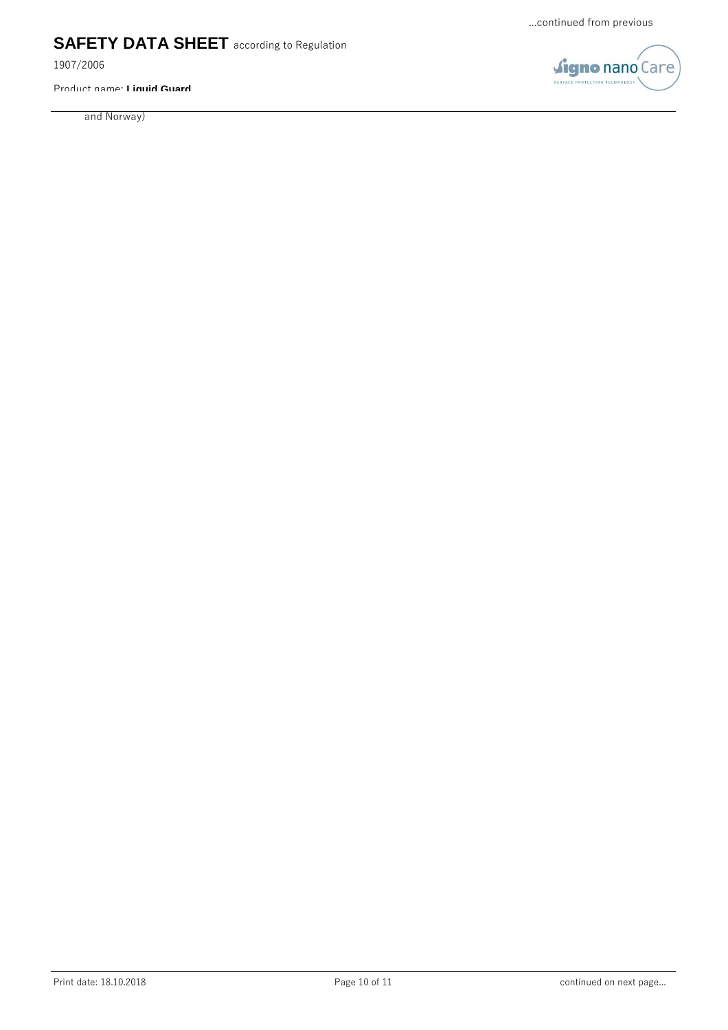and Norway)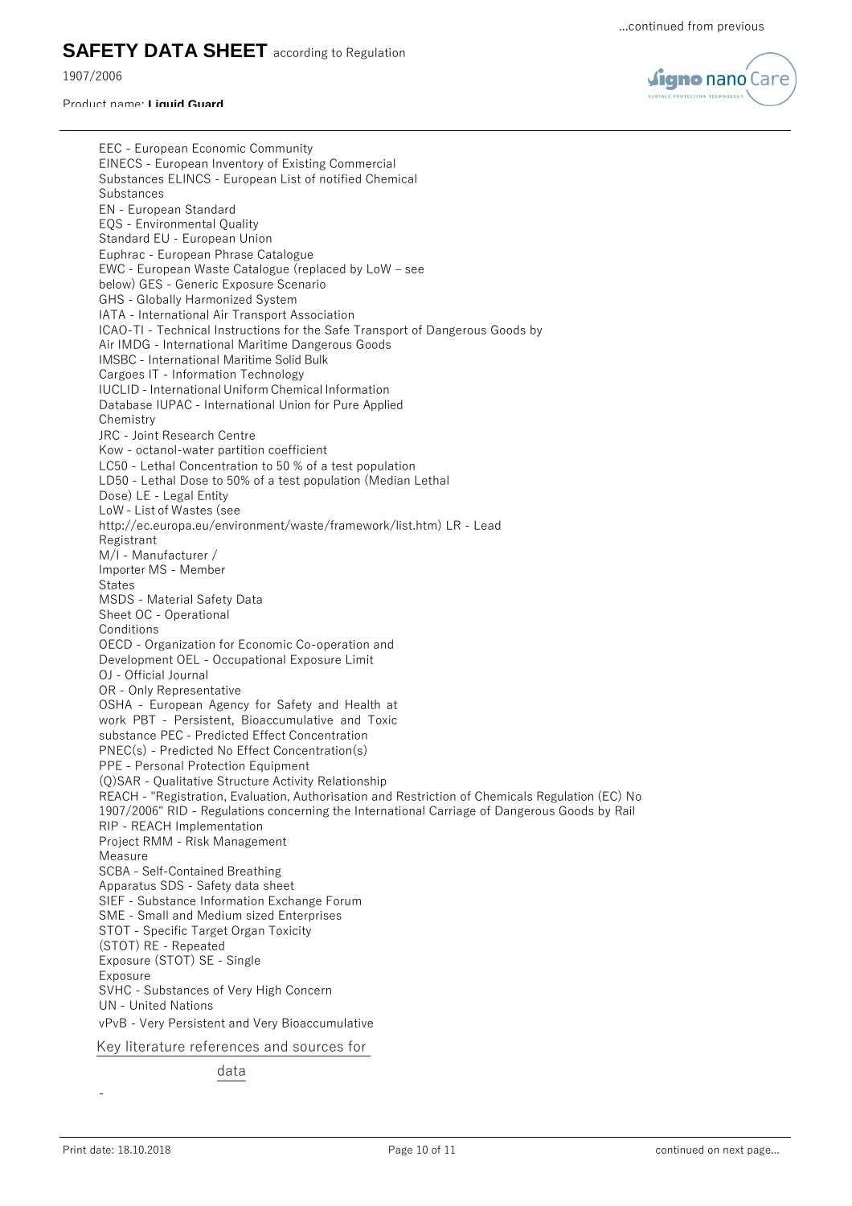EEC - European Economic Community
EINECS - European Inventory of Existing Commercial
Substances ELINCS - European List of notified Chemical
Substances
EN - European Standard
EQS - Environmental Quality
Standard EU - European Union
Euphrac - European Phrase Catalogue
EWC - European Waste Catalogue (replaced by LoW – see
below) GES - Generic Exposure Scenario
GHS - Globally Harmonized System
IATA - International Air Transport Association
ICAO-TI - Technical Instructions for the Safe Transport of Dangerous Goods by
Air IMDG - International Maritime Dangerous Goods
IMSBC - International Maritime Solid Bulk
Cargoes IT - Information Technology
IUCLID - International Uniform Chemical Information
Database IUPAC - International Union for Pure Applied
Chemistry
JRC - Joint Research Centre
Kow - octanol-water partition coefficient
LC50 - Lethal Concentration to 50 % of a test population
LD50 - Lethal Dose to 50% of a test population (Median Lethal
Dose) LE - Legal Entity
LoW - List of Wastes (see
http://ec.europa.eu/environment/waste/framework/list.htm) LR - Lead
Registrant
M/I - Manufacturer /
Importer MS - Member
States
MSDS - Material Safety Data
Sheet OC - Operational
Conditions
OECD - Organization for Economic Co-operation and
Development OEL - Occupational Exposure Limit
OJ - Official Journal
OR - Only Representative
OSHA - European Agency for Safety and Health at
work PBT - Persistent, Bioaccumulative and Toxic
substance PEC - Predicted Effect Concentration
PNEC(s) - Predicted No Effect Concentration(s)
PPE - Personal Protection Equipment
(Q)SAR - Qualitative Structure Activity Relationship
REACH - "Registration, Evaluation, Authorisation and Restriction of Chemicals Regulation (EC) No
1907/2006" RID - Regulations concerning the International Carriage of Dangerous Goods by Rail
RIP - REACH Implementation
Project RMM - Risk Management
Measure
SCBA - Self-Contained Breathing
Apparatus SDS - Safety data sheet
SIEF - Substance Information Exchange Forum
SME - Small and Medium sized Enterprises
STOT - Specific Target Organ Toxicity
(STOT) RE - Repeated
Exposure (STOT) SE - Single
Exposure
SVHC - Substances of Very High Concern
UN - United Nations
vPvB - Very Persistent and Very Bioaccumulative

Key literature references and sources for data

-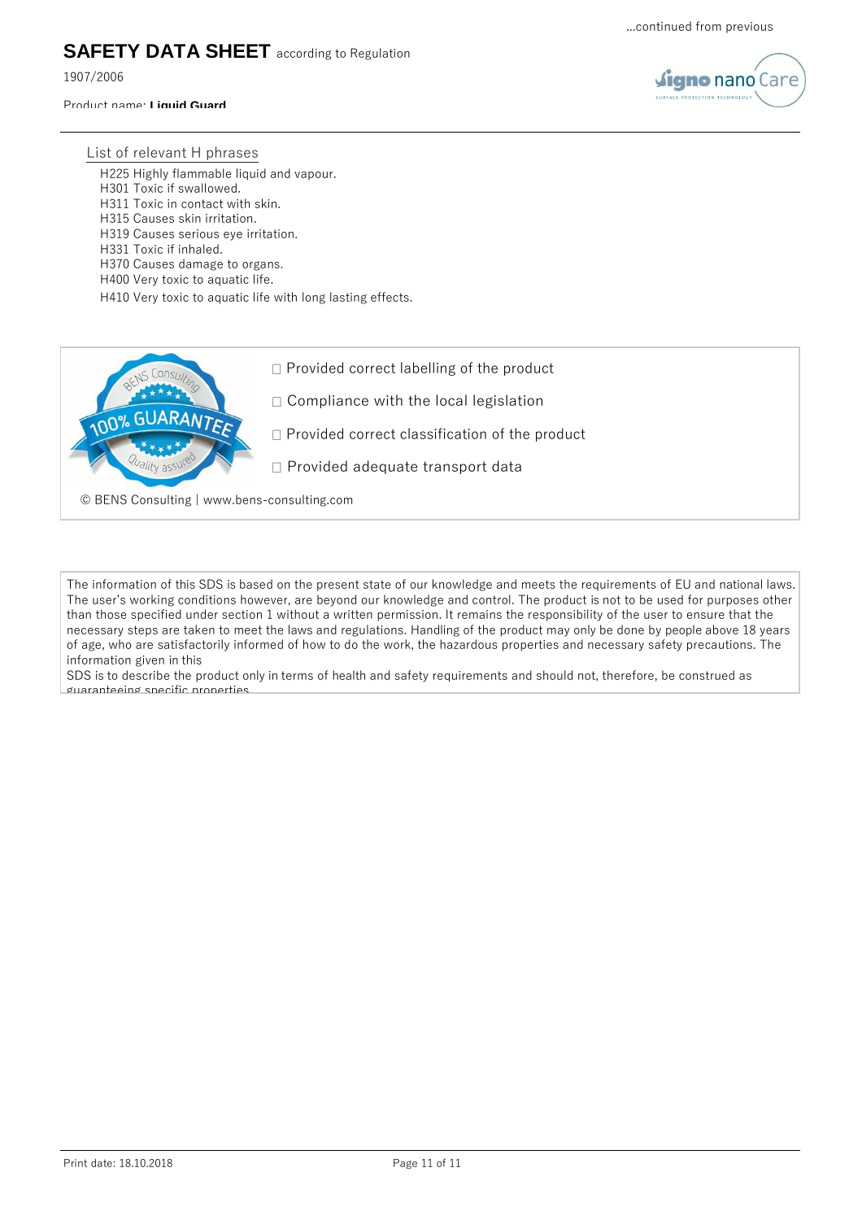List of relevant H phrases

H225 Highly flammable liquid and vapour.
H301 Toxic if swallowed.
H311 Toxic in contact with skin.
H315 Causes skin irritation.
H319 Causes serious eye irritation.
H331 Toxic if inhaled.
H370 Causes damage to organs.
H400 Very toxic to aquatic life.
H410 Very toxic to aquatic life with long lasting effects.

- Provided correct labelling of the product
- Compliance with the local legislation
- Provided correct classification of the product
- Provided adequate transport data

© BENS Consulting | www.bens-consulting.com

The information of this SDS is based on the present state of our knowledge and meets the requirements of EU and national laws. The user's working conditions however, are beyond our knowledge and control. The product is not to be used for purposes other than those specified under section 1 without a written permission. It remains the responsibility of the user to ensure that the necessary steps are taken to meet the laws and regulations. Handling of the product may only be done by people above 18 years of age, who are satisfactorily informed of how to do the work, the hazardous properties and necessary safety precautions. The information given in this
SDS is to describe the product only in terms of health and safety requirements and should not, therefore, be construed as guaranteeing specific properties.

Print date: 18.10.2018